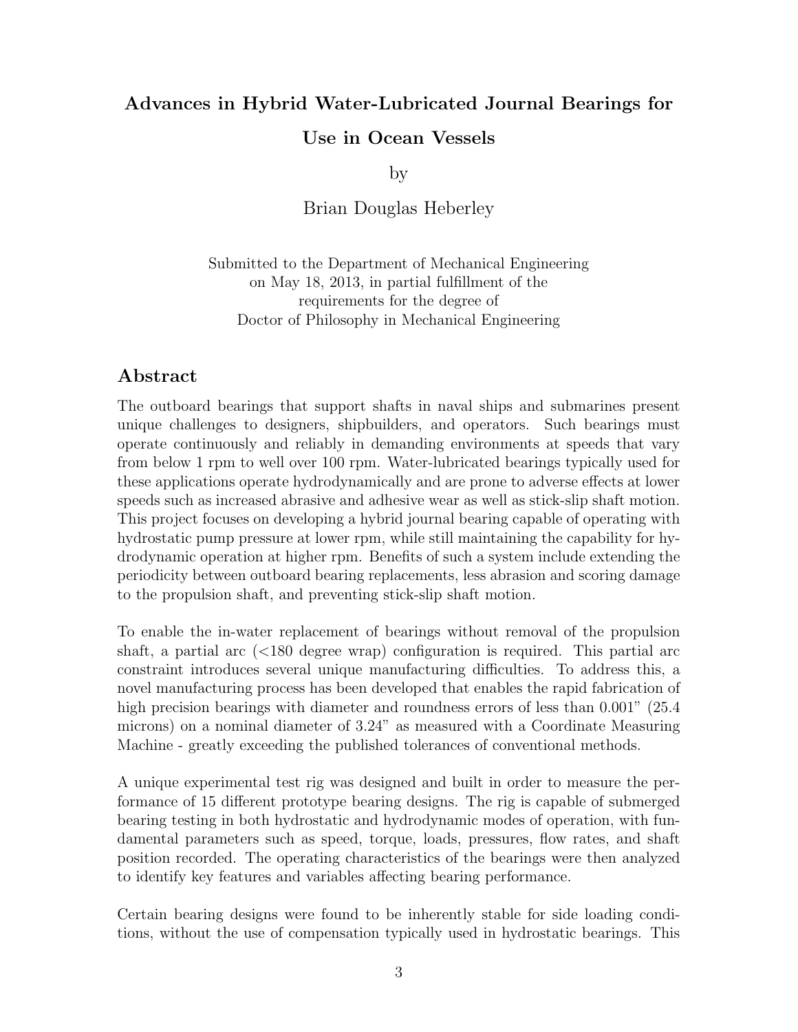# Advances in Hybrid Water-Lubricated Journal Bearings for Use in Ocean Vessels

by

Brian Douglas Heberley

Submitted to the Department of Mechanical Engineering
on May 18, 2013, in partial fulfillment of the
requirements for the degree of
Doctor of Philosophy in Mechanical Engineering

## Abstract

The outboard bearings that support shafts in naval ships and submarines present unique challenges to designers, shipbuilders, and operators. Such bearings must operate continuously and reliably in demanding environments at speeds that vary from below 1 rpm to well over 100 rpm. Water-lubricated bearings typically used for these applications operate hydrodynamically and are prone to adverse effects at lower speeds such as increased abrasive and adhesive wear as well as stick-slip shaft motion. This project focuses on developing a hybrid journal bearing capable of operating with hydrostatic pump pressure at lower rpm, while still maintaining the capability for hydrodynamic operation at higher rpm. Benefits of such a system include extending the periodicity between outboard bearing replacements, less abrasion and scoring damage to the propulsion shaft, and preventing stick-slip shaft motion.

To enable the in-water replacement of bearings without removal of the propulsion shaft, a partial arc (<180 degree wrap) configuration is required. This partial arc constraint introduces several unique manufacturing difficulties. To address this, a novel manufacturing process has been developed that enables the rapid fabrication of high precision bearings with diameter and roundness errors of less than 0.001" (25.4 microns) on a nominal diameter of 3.24" as measured with a Coordinate Measuring Machine - greatly exceeding the published tolerances of conventional methods.

A unique experimental test rig was designed and built in order to measure the performance of 15 different prototype bearing designs. The rig is capable of submerged bearing testing in both hydrostatic and hydrodynamic modes of operation, with fundamental parameters such as speed, torque, loads, pressures, flow rates, and shaft position recorded. The operating characteristics of the bearings were then analyzed to identify key features and variables affecting bearing performance.

Certain bearing designs were found to be inherently stable for side loading conditions, without the use of compensation typically used in hydrostatic bearings. This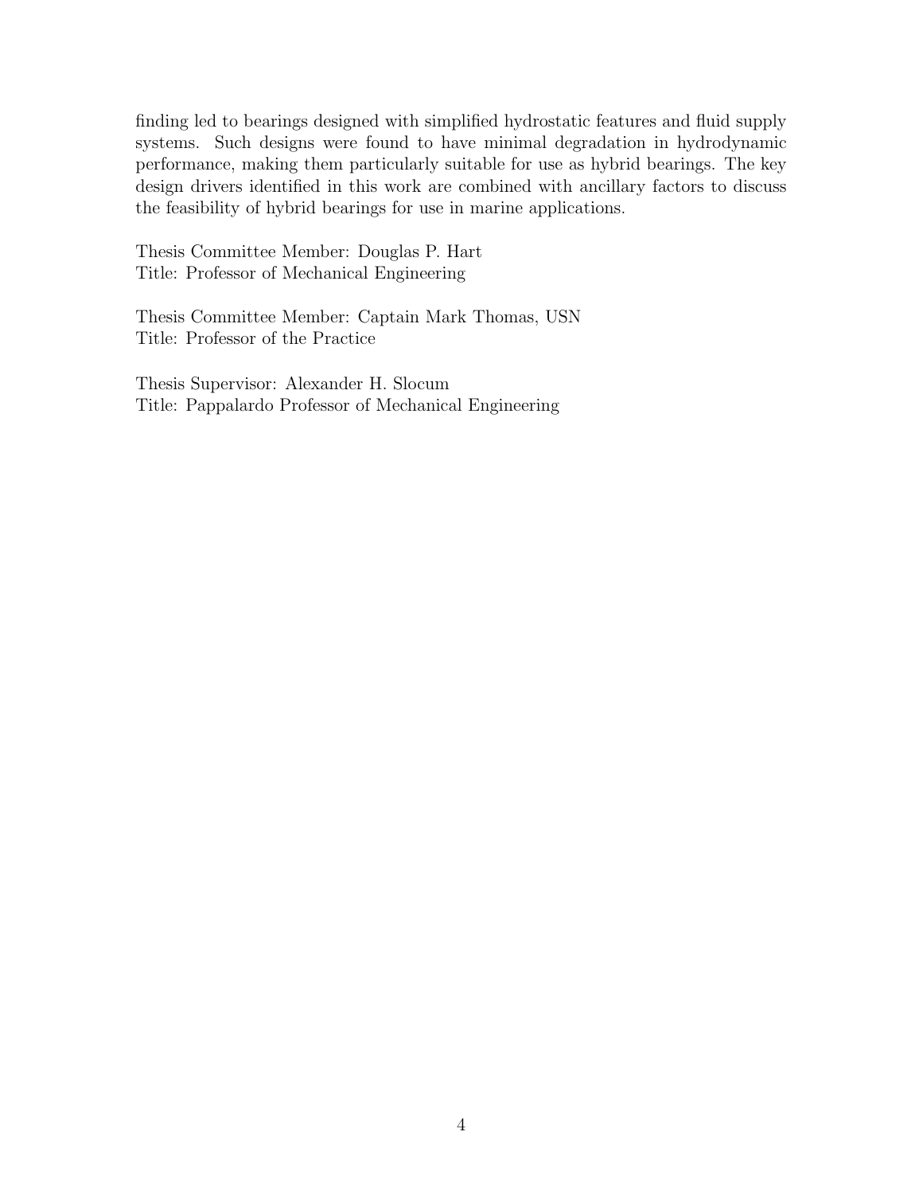finding led to bearings designed with simplified hydrostatic features and fluid supply systems. Such designs were found to have minimal degradation in hydrodynamic performance, making them particularly suitable for use as hybrid bearings. The key design drivers identified in this work are combined with ancillary factors to discuss the feasibility of hybrid bearings for use in marine applications.

Thesis Committee Member: Douglas P. Hart
Title: Professor of Mechanical Engineering

Thesis Committee Member: Captain Mark Thomas, USN
Title: Professor of the Practice

Thesis Supervisor: Alexander H. Slocum
Title: Pappalardo Professor of Mechanical Engineering